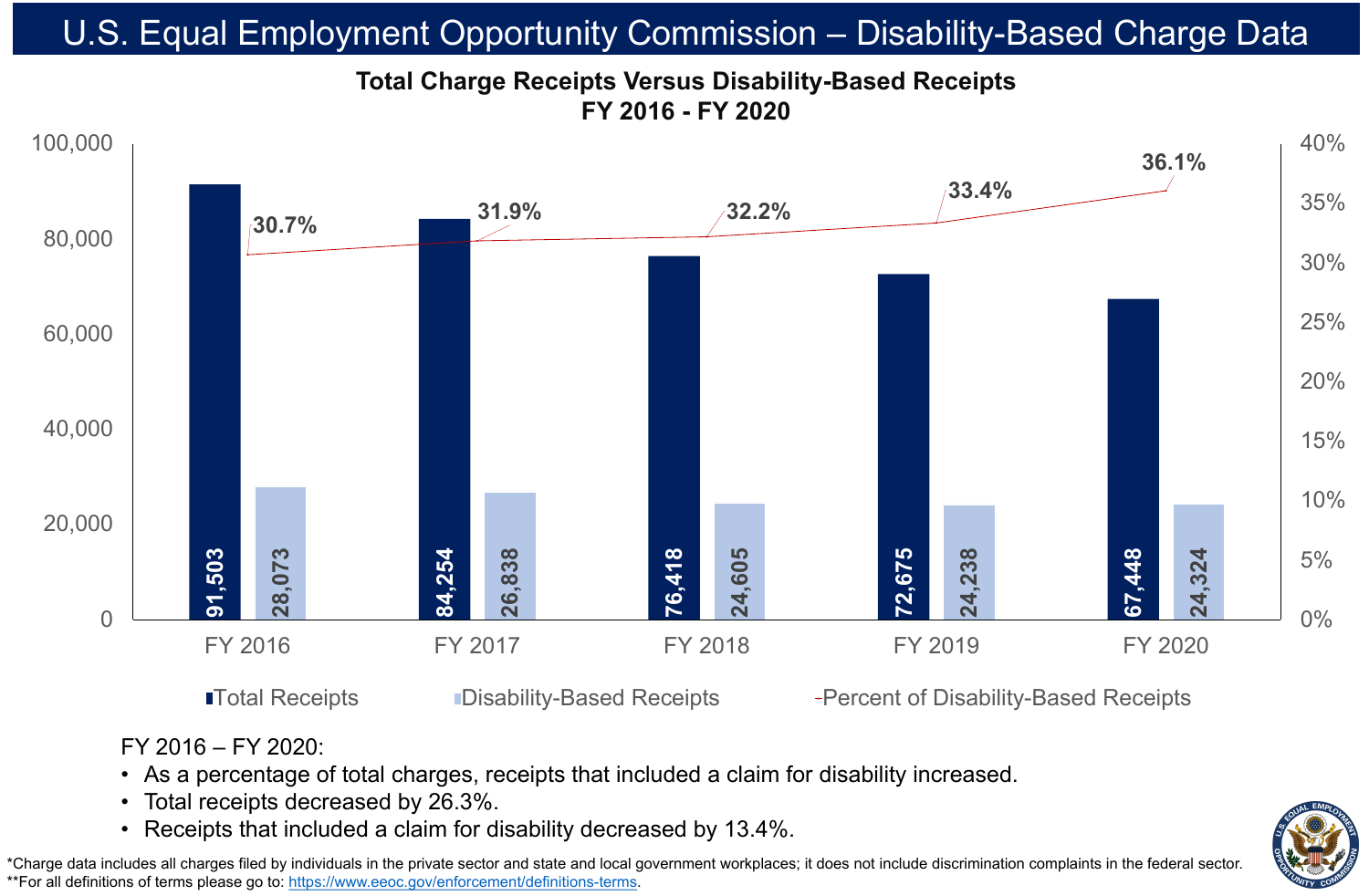# U.S. Equal Employment Opportunity Commission – Disability-Based Charge Data

## Total Charge Receipts Versus Disability-Based Receipts
### FY 2016 - FY 2020

| | FY 2016 | FY 2017 | FY 2018 | FY 2019 | FY 2020 |
|---|---|---|---|---|---|
| Total Receipts | 91,503 | 84,254 | 76,418 | 72,675 | 67,448 |
| Disability-Based Receipts | 28,073 | 26,838 | 24,605 | 24,238 | 24,324 |
| Percent of Disability-Based Receipts | 30.7% | 31.9% | 32.2% | 33.4% | 36.1% |

FY 2016 – FY 2020:

- As a percentage of total charges, receipts that included a claim for disability increased.
- Total receipts decreased by 26.3%.
- Receipts that included a claim for disability decreased by 13.4%.

*Charge data includes all charges filed by individuals in the private sector and state and local government workplaces; it does not include discrimination complaints in the federal sector.

**For all definitions of terms please go to: https://www.eeoc.gov/enforcement/definitions-terms.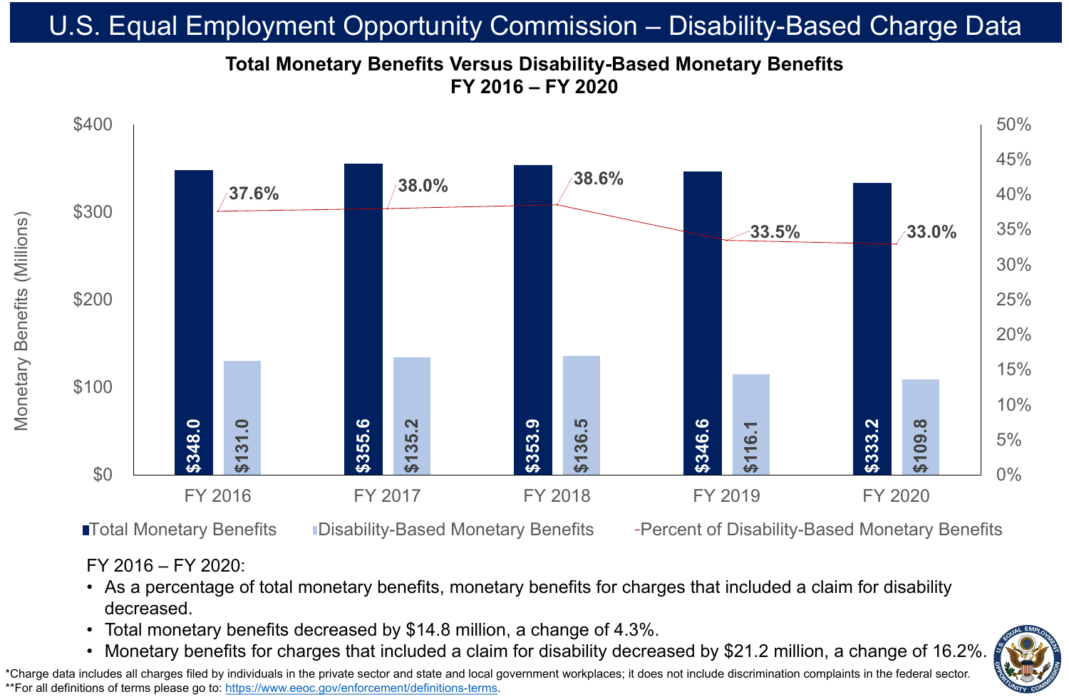# U.S. Equal Employment Opportunity Commission – Disability-Based Charge Data

## Total Monetary Benefits Versus Disability-Based Monetary Benefits FY 2016 – FY 2020

| | FY 2016 | FY 2017 | FY 2018 | FY 2019 | FY 2020 |
|---|---|---|---|---|---|
| Total Monetary Benefits (Millions) | $348.0 | $355.6 | $353.9 | $346.6 | $333.2 |
| Disability-Based Monetary Benefits (Millions) | $131.0 | $135.2 | $136.5 | $116.1 | $109.8 |
| Percent of Disability-Based Monetary Benefits | 37.6% | 38.0% | 38.6% | 33.5% | 33.0% |

FY 2016 – FY 2020:

- As a percentage of total monetary benefits, monetary benefits for charges that included a claim for disability decreased.
- Total monetary benefits decreased by $14.8 million, a change of 4.3%.
- Monetary benefits for charges that included a claim for disability decreased by $21.2 million, a change of 16.2%.

*Charge data includes all charges filed by individuals in the private sector and state and local government workplaces; it does not include discrimination complaints in the federal sector.
**For all definitions of terms please go to: https://www.eeoc.gov/enforcement/definitions-terms.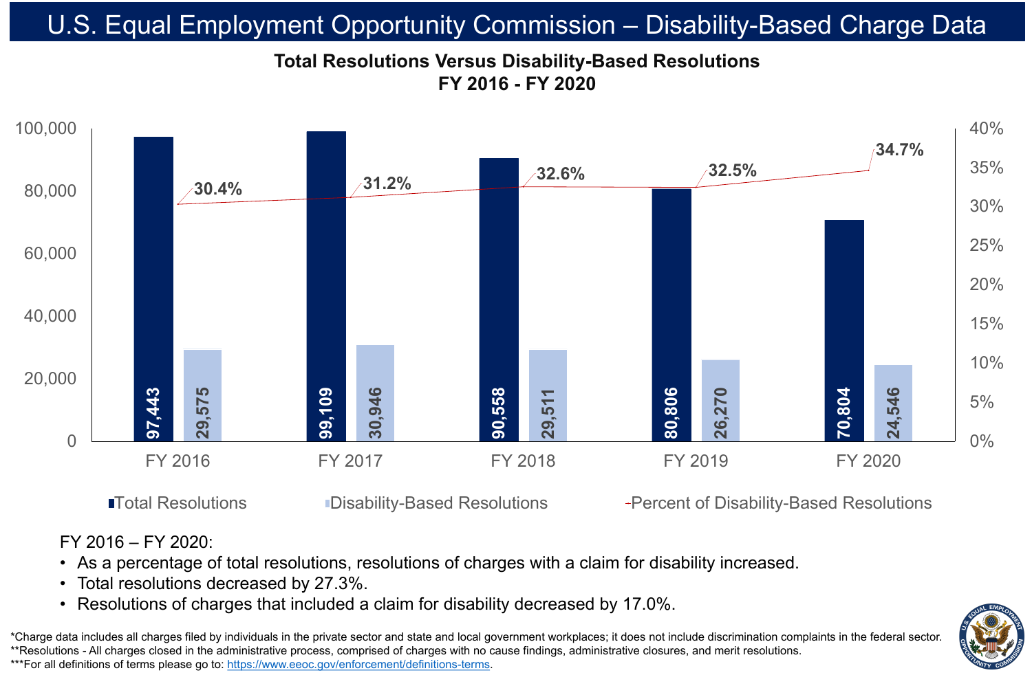# U.S. Equal Employment Opportunity Commission – Disability-Based Charge Data

## Total Resolutions Versus Disability-Based Resolutions FY 2016 - FY 2020

| | FY 2016 | FY 2017 | FY 2018 | FY 2019 | FY 2020 |
|---|---|---|---|---|---|
| Total Resolutions | 97,443 | 99,109 | 90,558 | 80,806 | 70,804 |
| Disability-Based Resolutions | 29,575 | 30,946 | 29,511 | 26,270 | 24,546 |
| Percent of Disability-Based Resolutions | 30.4% | 31.2% | 32.6% | 32.5% | 34.7% |

FY 2016 – FY 2020:

- As a percentage of total resolutions, resolutions of charges with a claim for disability increased.
- Total resolutions decreased by 27.3%.
- Resolutions of charges that included a claim for disability decreased by 17.0%.

*Charge data includes all charges filed by individuals in the private sector and state and local government workplaces; it does not include discrimination complaints in the federal sector.
**Resolutions - All charges closed in the administrative process, comprised of charges with no cause findings, administrative closures, and merit resolutions.
***For all definitions of terms please go to: https://www.eeoc.gov/enforcement/definitions-terms.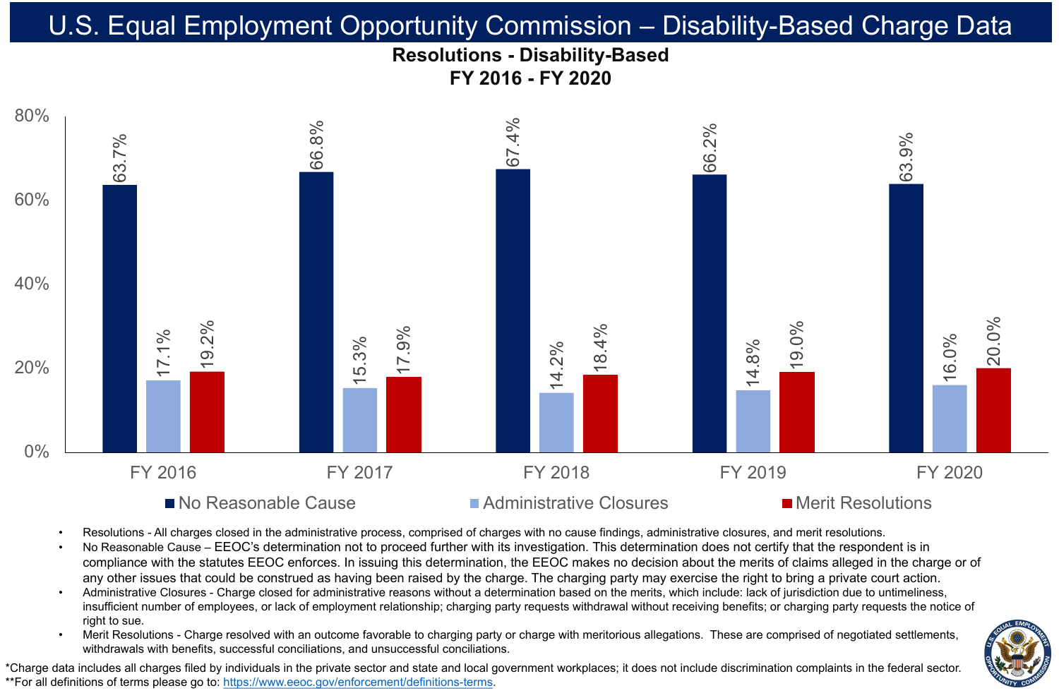# U.S. Equal Employment Opportunity Commission – Disability-Based Charge Data

## Resolutions - Disability-Based
## FY 2016 - FY 2020

| | FY 2016 | FY 2017 | FY 2018 | FY 2019 | FY 2020 |
|---|---|---|---|---|---|
| No Reasonable Cause | 63.7% | 66.8% | 67.4% | 66.2% | 63.9% |
| Administrative Closures | 17.1% | 15.3% | 14.2% | 14.8% | 16.0% |
| Merit Resolutions | 19.2% | 17.9% | 18.4% | 19.0% | 20.0% |

- Resolutions - All charges closed in the administrative process, comprised of charges with no cause findings, administrative closures, and merit resolutions.
- No Reasonable Cause – EEOC's determination not to proceed further with its investigation. This determination does not certify that the respondent is in compliance with the statutes EEOC enforces. In issuing this determination, the EEOC makes no decision about the merits of claims alleged in the charge or of any other issues that could be construed as having been raised by the charge. The charging party may exercise the right to bring a private court action.
- Administrative Closures - Charge closed for administrative reasons without a determination based on the merits, which include: lack of jurisdiction due to untimeliness, insufficient number of employees, or lack of employment relationship; charging party requests withdrawal without receiving benefits; or charging party requests the notice of right to sue.
- Merit Resolutions - Charge resolved with an outcome favorable to charging party or charge with meritorious allegations. These are comprised of negotiated settlements, withdrawals with benefits, successful conciliations, and unsuccessful conciliations.

*Charge data includes all charges filed by individuals in the private sector and state and local government workplaces; it does not include discrimination complaints in the federal sector.
**For all definitions of terms please go to: https://www.eeoc.gov/enforcement/definitions-terms.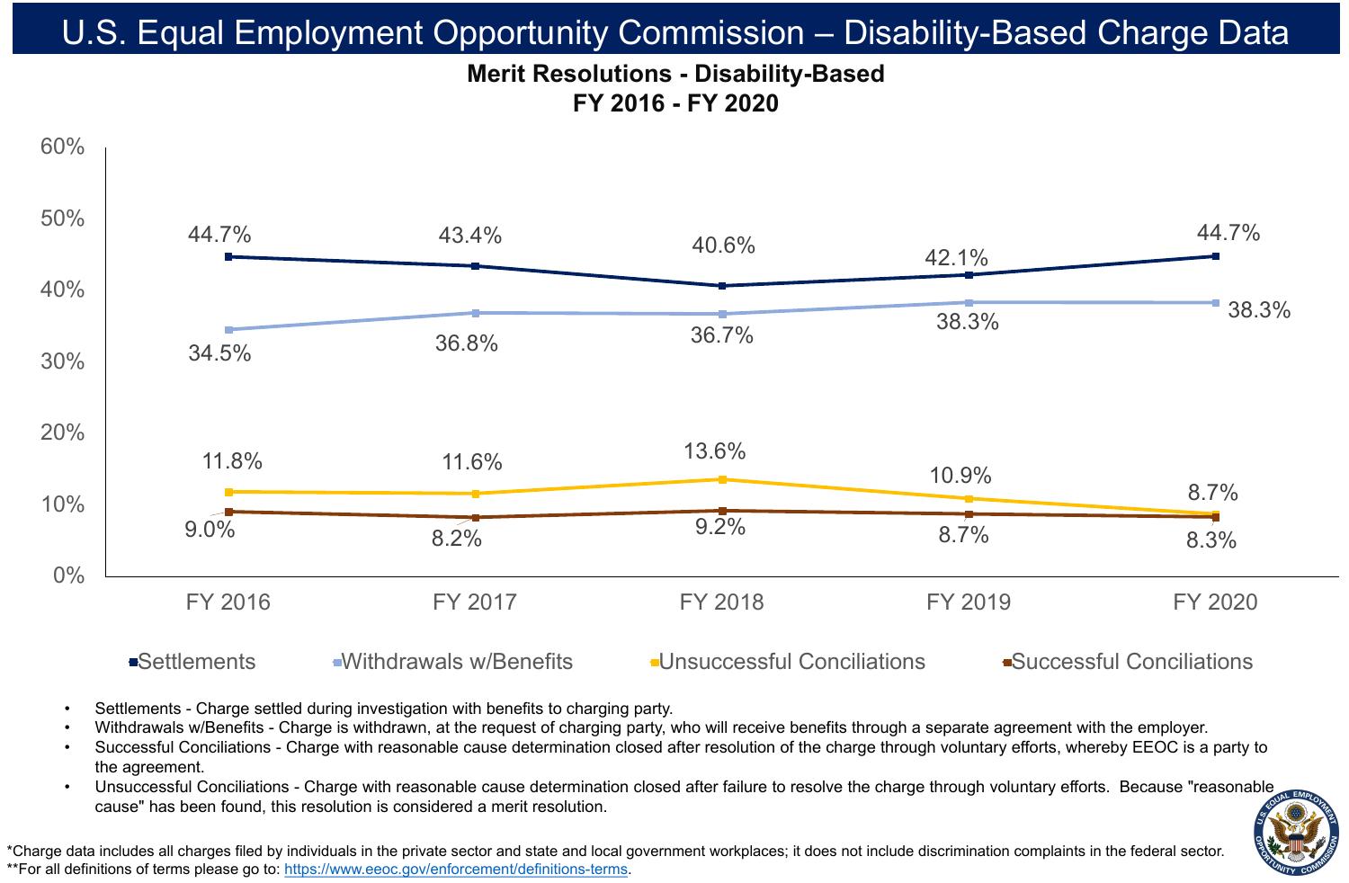# U.S. Equal Employment Opportunity Commission – Disability-Based Charge Data

**Merit Resolutions - Disability-Based**
**FY 2016 - FY 2020**

60%
50%
40%
30%
20%
10%
0%

FY 2016: 44.7%, 34.5%, 11.8%, 9.0%
FY 2017: 43.4%, 36.8%, 11.6%, 8.2%
FY 2018: 40.6%, 36.7%, 13.6%, 9.2%
FY 2019: 42.1%, 38.3%, 10.9%, 8.7%
FY 2020: 44.7%, 38.3%, 8.7%, 8.3%

Settlements · Withdrawals w/Benefits · Unsuccessful Conciliations · Successful Conciliations

- Settlements - Charge settled during investigation with benefits to charging party.
- Withdrawals w/Benefits - Charge is withdrawn, at the request of charging party, who will receive benefits through a separate agreement with the employer.
- Successful Conciliations - Charge with reasonable cause determination closed after resolution of the charge through voluntary efforts, whereby EEOC is a party to the agreement.
- Unsuccessful Conciliations - Charge with reasonable cause determination closed after failure to resolve the charge through voluntary efforts. Because "reasonable cause" has been found, this resolution is considered a merit resolution.

*Charge data includes all charges filed by individuals in the private sector and state and local government workplaces; it does not include discrimination complaints in the federal sector.
**For all definitions of terms please go to: https://www.eeoc.gov/enforcement/definitions-terms.